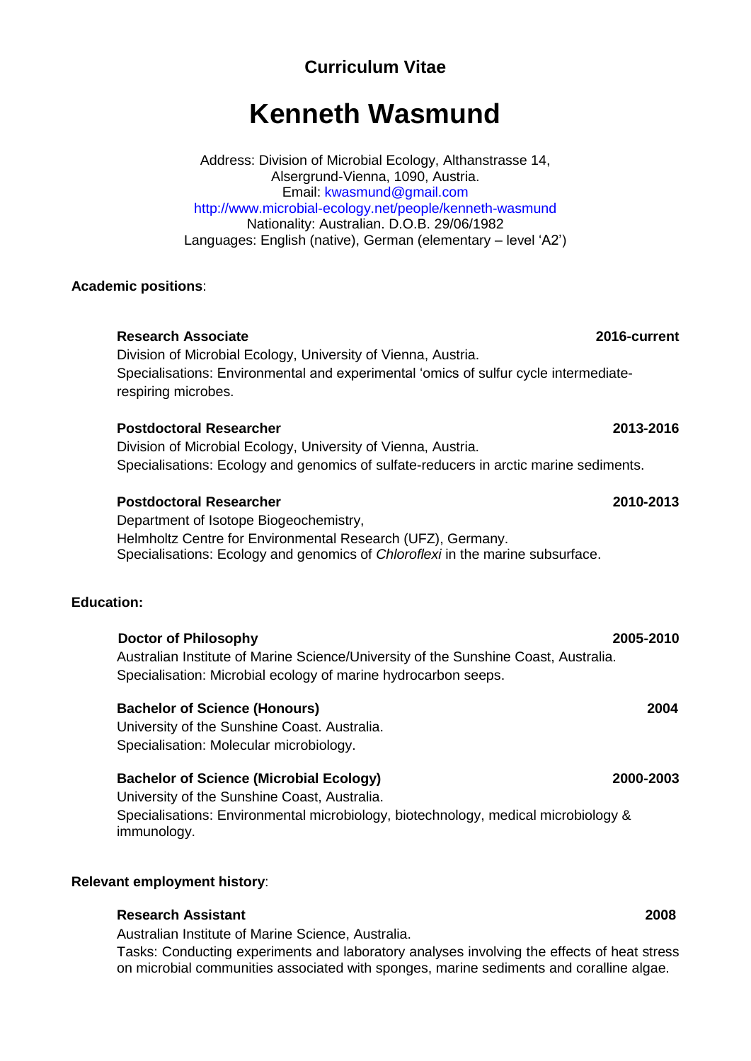## Curriculum Vitae

# Kenneth Wasmund

Address: Division of Microbial Ecology, Althanstrasse 14,
Alsergrund-Vienna, 1090, Austria.
Email: kwasmund@gmail.com
http://www.microbial-ecology.net/people/kenneth-wasmund
Nationality: Australian. D.O.B. 29/06/1982
Languages: English (native), German (elementary – level 'A2')

**Academic positions**:

**Research Associate** **2016-current**
Division of Microbial Ecology, University of Vienna, Austria.
Specialisations: Environmental and experimental 'omics of sulfur cycle intermediate-respiring microbes.

**Postdoctoral Researcher** **2013-2016**
Division of Microbial Ecology, University of Vienna, Austria.
Specialisations: Ecology and genomics of sulfate-reducers in arctic marine sediments.

**Postdoctoral Researcher** **2010-2013**
Department of Isotope Biogeochemistry,
Helmholtz Centre for Environmental Research (UFZ), Germany.
Specialisations: Ecology and genomics of *Chloroflexi* in the marine subsurface.

**Education:**

**Doctor of Philosophy** **2005-2010**
Australian Institute of Marine Science/University of the Sunshine Coast, Australia.
Specialisation: Microbial ecology of marine hydrocarbon seeps.

**Bachelor of Science (Honours)** **2004**
University of the Sunshine Coast. Australia.
Specialisation: Molecular microbiology.

**Bachelor of Science (Microbial Ecology)** **2000-2003**
University of the Sunshine Coast, Australia.
Specialisations: Environmental microbiology, biotechnology, medical microbiology & immunology.

**Relevant employment history**:

**Research Assistant** **2008**
Australian Institute of Marine Science, Australia.
Tasks: Conducting experiments and laboratory analyses involving the effects of heat stress on microbial communities associated with sponges, marine sediments and coralline algae.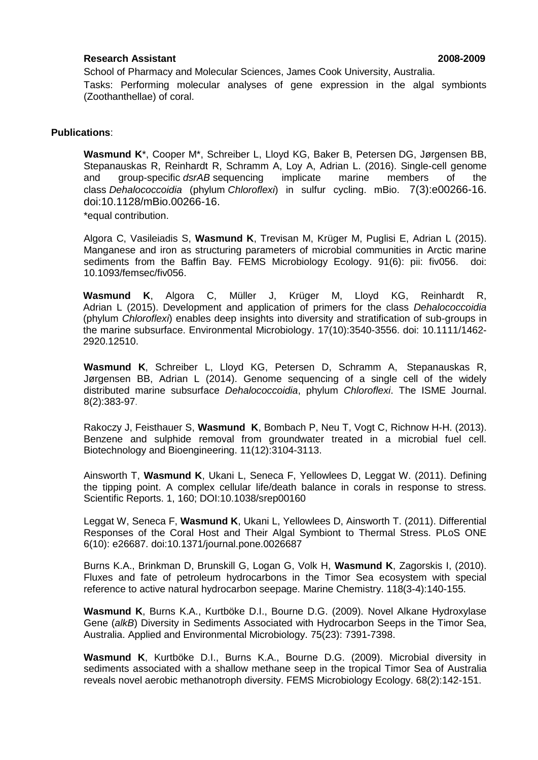**Research Assistant** **2008-2009**

School of Pharmacy and Molecular Sciences, James Cook University, Australia.

Tasks: Performing molecular analyses of gene expression in the algal symbionts (Zoothanthellae) of coral.

**Publications**:

**Wasmund K**\*, Cooper M\*, Schreiber L, Lloyd KG, Baker B, Petersen DG, Jørgensen BB, Stepanauskas R, Reinhardt R, Schramm A, Loy A, Adrian L. (2016). Single-cell genome and group-specific *dsrAB* sequencing implicate marine members of the class *Dehalococcoidia* (phylum *Chloroflexi*) in sulfur cycling. mBio. 7(3):e00266-16. doi:10.1128/mBio.00266-16.

\*equal contribution.

Algora C, Vasileiadis S, **Wasmund K**, Trevisan M, Krüger M, Puglisi E, Adrian L (2015). Manganese and iron as structuring parameters of microbial communities in Arctic marine sediments from the Baffin Bay. FEMS Microbiology Ecology. 91(6): pii: fiv056. doi: 10.1093/femsec/fiv056.

**Wasmund K**, Algora C, Müller J, Krüger M, Lloyd KG, Reinhardt R, Adrian L (2015). Development and application of primers for the class *Dehalococcoidia* (phylum *Chloroflexi*) enables deep insights into diversity and stratification of sub-groups in the marine subsurface. Environmental Microbiology. 17(10):3540-3556. doi: 10.1111/1462-2920.12510.

**Wasmund K**, Schreiber L, Lloyd KG, Petersen D, Schramm A, Stepanauskas R, Jørgensen BB, Adrian L (2014). Genome sequencing of a single cell of the widely distributed marine subsurface *Dehalococcoidia*, phylum *Chloroflexi*. The ISME Journal. 8(2):383-97.

Rakoczy J, Feisthauer S, **Wasmund K**, Bombach P, Neu T, Vogt C, Richnow H-H. (2013). Benzene and sulphide removal from groundwater treated in a microbial fuel cell. Biotechnology and Bioengineering. 11(12):3104-3113.

Ainsworth T, **Wasmund K**, Ukani L, Seneca F, Yellowlees D, Leggat W. (2011). Defining the tipping point. A complex cellular life/death balance in corals in response to stress. Scientific Reports. 1, 160; DOI:10.1038/srep00160

Leggat W, Seneca F, **Wasmund K**, Ukani L, Yellowlees D, Ainsworth T. (2011). Differential Responses of the Coral Host and Their Algal Symbiont to Thermal Stress. PLoS ONE 6(10): e26687. doi:10.1371/journal.pone.0026687

Burns K.A., Brinkman D, Brunskill G, Logan G, Volk H, **Wasmund K**, Zagorskis I, (2010). Fluxes and fate of petroleum hydrocarbons in the Timor Sea ecosystem with special reference to active natural hydrocarbon seepage. Marine Chemistry. 118(3-4):140-155.

**Wasmund K**, Burns K.A., Kurtböke D.I., Bourne D.G. (2009). Novel Alkane Hydroxylase Gene (*alkB*) Diversity in Sediments Associated with Hydrocarbon Seeps in the Timor Sea, Australia. Applied and Environmental Microbiology. 75(23): 7391-7398.

**Wasmund K**, Kurtböke D.I., Burns K.A., Bourne D.G. (2009). Microbial diversity in sediments associated with a shallow methane seep in the tropical Timor Sea of Australia reveals novel aerobic methanotroph diversity. FEMS Microbiology Ecology. 68(2):142-151.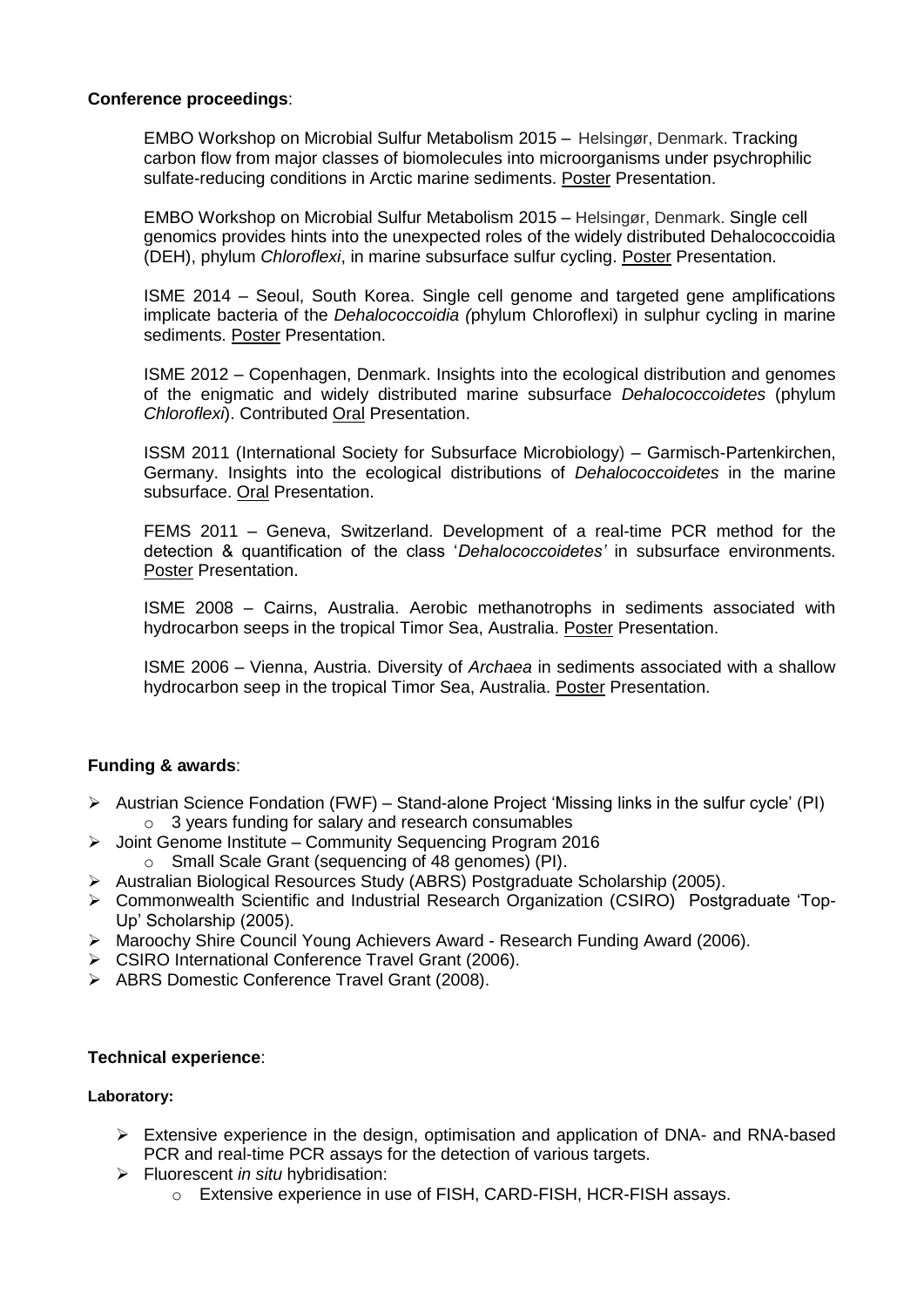**Conference proceedings**:

EMBO Workshop on Microbial Sulfur Metabolism 2015 – Helsingør, Denmark. Tracking carbon flow from major classes of biomolecules into microorganisms under psychrophilic sulfate-reducing conditions in Arctic marine sediments. Poster Presentation.

EMBO Workshop on Microbial Sulfur Metabolism 2015 – Helsingør, Denmark. Single cell genomics provides hints into the unexpected roles of the widely distributed Dehalococcoidia (DEH), phylum *Chloroflexi*, in marine subsurface sulfur cycling. Poster Presentation.

ISME 2014 – Seoul, South Korea. Single cell genome and targeted gene amplifications implicate bacteria of the *Dehalococcoidia (*phylum Chloroflexi) in sulphur cycling in marine sediments. Poster Presentation.

ISME 2012 – Copenhagen, Denmark. Insights into the ecological distribution and genomes of the enigmatic and widely distributed marine subsurface *Dehalococcoidetes* (phylum *Chloroflexi*). Contributed Oral Presentation.

ISSM 2011 (International Society for Subsurface Microbiology) – Garmisch-Partenkirchen, Germany. Insights into the ecological distributions of *Dehalococcoidetes* in the marine subsurface. Oral Presentation.

FEMS 2011 – Geneva, Switzerland. Development of a real-time PCR method for the detection & quantification of the class '*Dehalococcoidetes'* in subsurface environments. Poster Presentation.

ISME 2008 – Cairns, Australia. Aerobic methanotrophs in sediments associated with hydrocarbon seeps in the tropical Timor Sea, Australia. Poster Presentation.

ISME 2006 – Vienna, Austria. Diversity of *Archaea* in sediments associated with a shallow hydrocarbon seep in the tropical Timor Sea, Australia. Poster Presentation.

**Funding & awards**:

- Austrian Science Fondation (FWF) – Stand-alone Project 'Missing links in the sulfur cycle' (PI)
  - 3 years funding for salary and research consumables
- Joint Genome Institute – Community Sequencing Program 2016
  - Small Scale Grant (sequencing of 48 genomes) (PI).
- Australian Biological Resources Study (ABRS) Postgraduate Scholarship (2005).
- Commonwealth Scientific and Industrial Research Organization (CSIRO) Postgraduate 'Top-Up' Scholarship (2005).
- Maroochy Shire Council Young Achievers Award - Research Funding Award (2006).
- CSIRO International Conference Travel Grant (2006).
- ABRS Domestic Conference Travel Grant (2008).

**Technical experience**:

**Laboratory:**

- Extensive experience in the design, optimisation and application of DNA- and RNA-based PCR and real-time PCR assays for the detection of various targets.
- Fluorescent *in situ* hybridisation:
  - Extensive experience in use of FISH, CARD-FISH, HCR-FISH assays.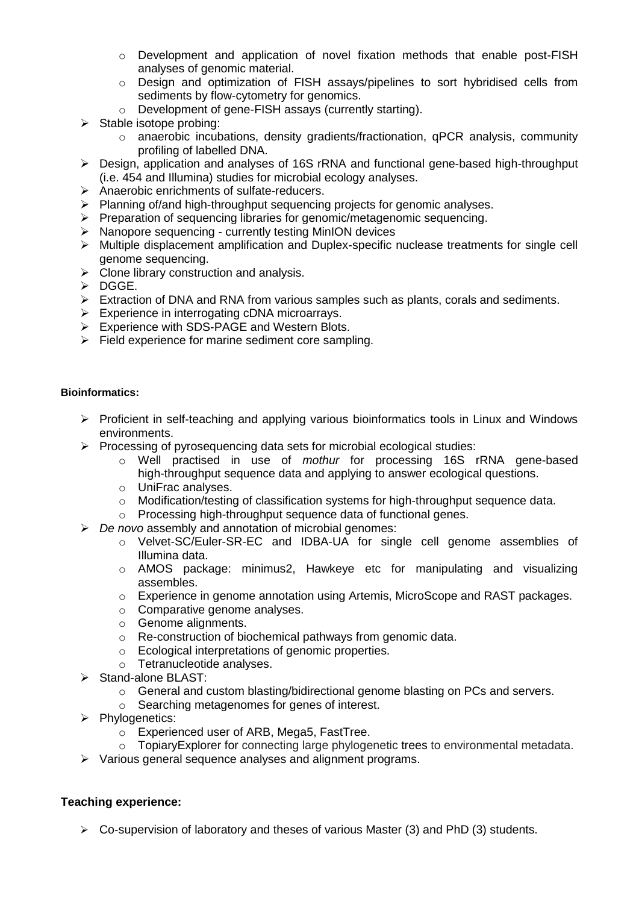- Development and application of novel fixation methods that enable post-FISH analyses of genomic material.
    - Design and optimization of FISH assays/pipelines to sort hybridised cells from sediments by flow-cytometry for genomics.
    - Development of gene-FISH assays (currently starting).
- Stable isotope probing:
    - anaerobic incubations, density gradients/fractionation, qPCR analysis, community profiling of labelled DNA.
- Design, application and analyses of 16S rRNA and functional gene-based high-throughput (i.e. 454 and Illumina) studies for microbial ecology analyses.
- Anaerobic enrichments of sulfate-reducers.
- Planning of/and high-throughput sequencing projects for genomic analyses.
- Preparation of sequencing libraries for genomic/metagenomic sequencing.
- Nanopore sequencing - currently testing MinION devices
- Multiple displacement amplification and Duplex-specific nuclease treatments for single cell genome sequencing.
- Clone library construction and analysis.
- DGGE.
- Extraction of DNA and RNA from various samples such as plants, corals and sediments.
- Experience in interrogating cDNA microarrays.
- Experience with SDS-PAGE and Western Blots.
- Field experience for marine sediment core sampling.

**Bioinformatics:**

- Proficient in self-teaching and applying various bioinformatics tools in Linux and Windows environments.
- Processing of pyrosequencing data sets for microbial ecological studies:
    - Well practised in use of *mothur* for processing 16S rRNA gene-based high-throughput sequence data and applying to answer ecological questions.
    - UniFrac analyses.
    - Modification/testing of classification systems for high-throughput sequence data.
    - Processing high-throughput sequence data of functional genes.
- *De novo* assembly and annotation of microbial genomes:
    - Velvet-SC/Euler-SR-EC and IDBA-UA for single cell genome assemblies of Illumina data.
    - AMOS package: minimus2, Hawkeye etc for manipulating and visualizing assembles.
    - Experience in genome annotation using Artemis, MicroScope and RAST packages.
    - Comparative genome analyses.
    - Genome alignments.
    - Re-construction of biochemical pathways from genomic data.
    - Ecological interpretations of genomic properties.
    - Tetranucleotide analyses.
- Stand-alone BLAST:
    - General and custom blasting/bidirectional genome blasting on PCs and servers.
    - Searching metagenomes for genes of interest.
- Phylogenetics:
    - Experienced user of ARB, Mega5, FastTree.
    - TopiaryExplorer for connecting large phylogenetic trees to environmental metadata.
- Various general sequence analyses and alignment programs.

**Teaching experience:**

- Co-supervision of laboratory and theses of various Master (3) and PhD (3) students.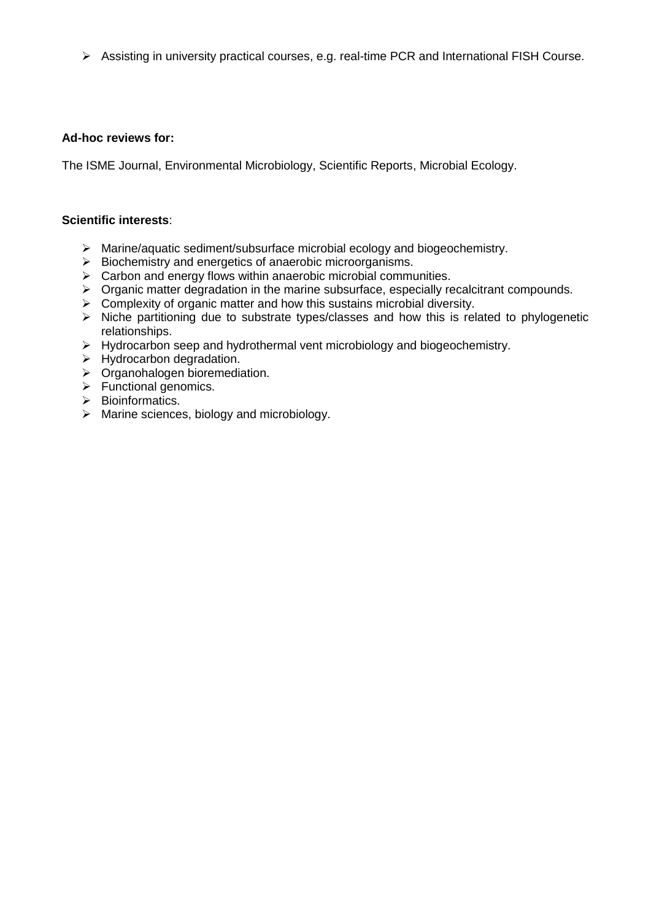- Assisting in university practical courses, e.g. real-time PCR and International FISH Course.

**Ad-hoc reviews for:**

The ISME Journal, Environmental Microbiology, Scientific Reports, Microbial Ecology.

**Scientific interests**:

- Marine/aquatic sediment/subsurface microbial ecology and biogeochemistry.
- Biochemistry and energetics of anaerobic microorganisms.
- Carbon and energy flows within anaerobic microbial communities.
- Organic matter degradation in the marine subsurface, especially recalcitrant compounds.
- Complexity of organic matter and how this sustains microbial diversity.
- Niche partitioning due to substrate types/classes and how this is related to phylogenetic relationships.
- Hydrocarbon seep and hydrothermal vent microbiology and biogeochemistry.
- Hydrocarbon degradation.
- Organohalogen bioremediation.
- Functional genomics.
- Bioinformatics.
- Marine sciences, biology and microbiology.